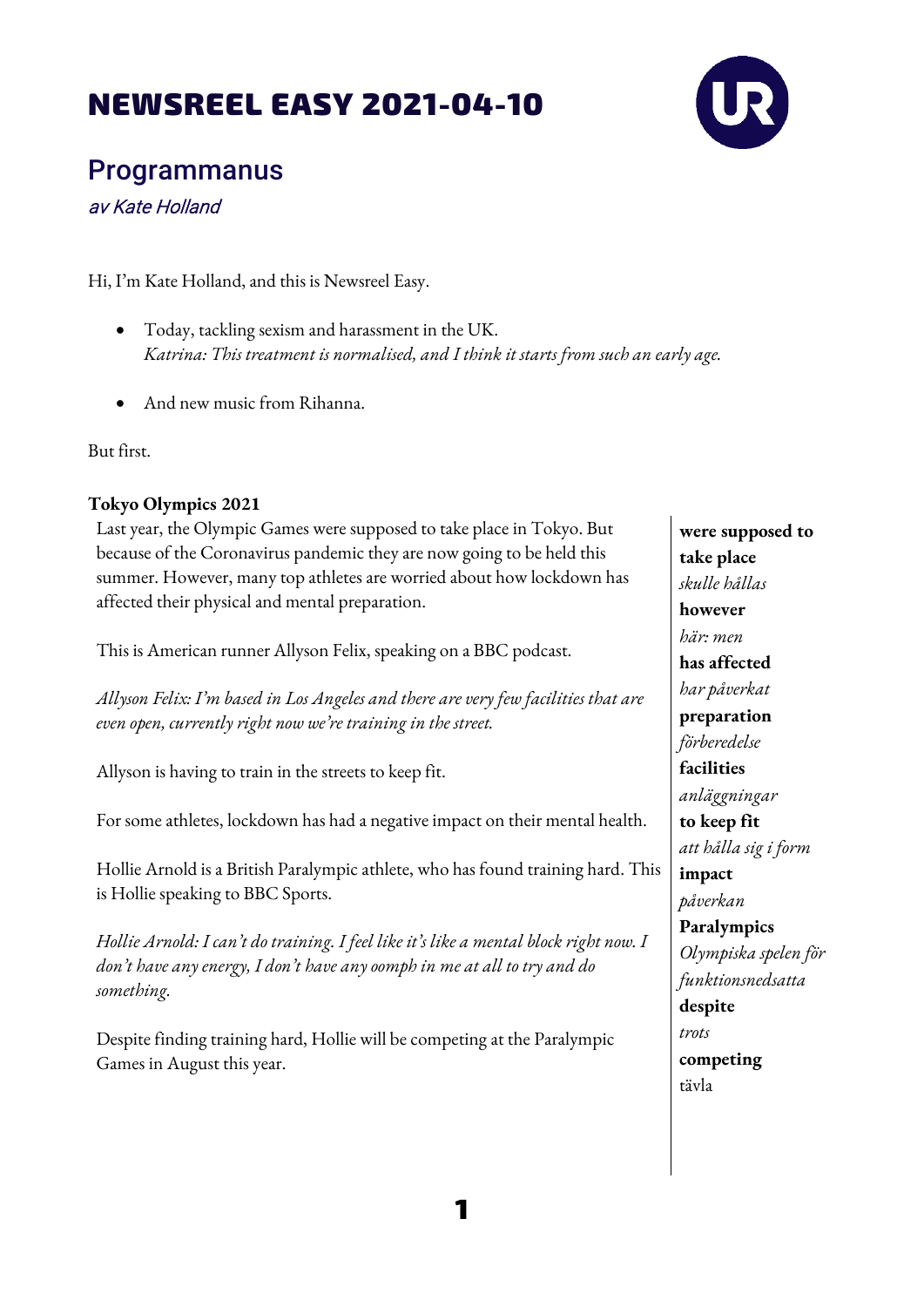# NEWSREEL EASY 2021-04-10

## Programmanus

*av Kate Holland*

Hi, I'm Kate Holland, and this is Newsreel Easy.

- Today, tackling sexism and harassment in the UK.
  *Katrina: This treatment is normalised, and I think it starts from such an early age.*

- And new music from Rihanna.

But first.

### Tokyo Olympics 2021

Last year, the Olympic Games were supposed to take place in Tokyo. But because of the Coronavirus pandemic they are now going to be held this summer. However, many top athletes are worried about how lockdown has affected their physical and mental preparation.

This is American runner Allyson Felix, speaking on a BBC podcast.

*Allyson Felix: I'm based in Los Angeles and there are very few facilities that are even open, currently right now we're training in the street.*

Allyson is having to train in the streets to keep fit.

For some athletes, lockdown has had a negative impact on their mental health.

Hollie Arnold is a British Paralympic athlete, who has found training hard. This is Hollie speaking to BBC Sports.

*Hollie Arnold: I can't do training. I feel like it's like a mental block right now. I don't have any energy, I don't have any oomph in me at all to try and do something.*

Despite finding training hard, Hollie will be competing at the Paralympic Games in August this year.

**were supposed to take place**
*skulle hållas*
**however**
*här: men*
**has affected**
*har påverkat*
**preparation**
*förberedelse*
**facilities**
*anläggningar*
**to keep fit**
*att hålla sig i form*
**impact**
*påverkan*
**Paralympics**
*Olympiska spelen för funktionsnedsatta*
**despite**
*trots*
**competing**
tävla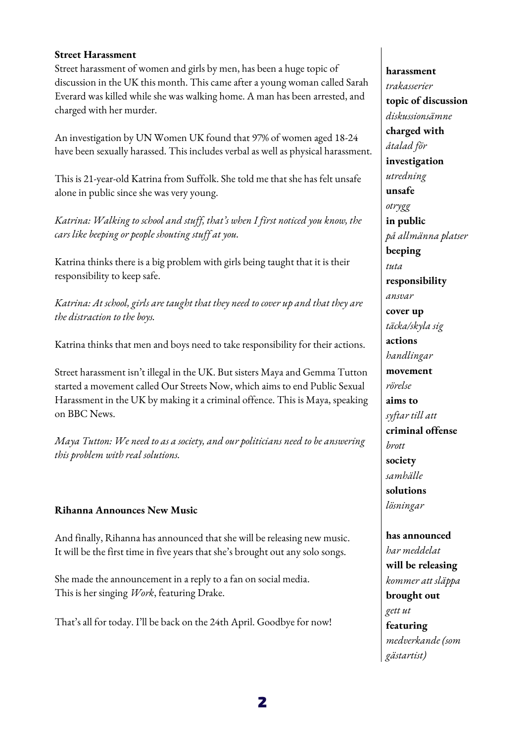**Street Harassment**

Street harassment of women and girls by men, has been a huge topic of discussion in the UK this month. This came after a young woman called Sarah Everard was killed while she was walking home. A man has been arrested, and charged with her murder.

An investigation by UN Women UK found that 97% of women aged 18-24 have been sexually harassed. This includes verbal as well as physical harassment.

This is 21-year-old Katrina from Suffolk. She told me that she has felt unsafe alone in public since she was very young.

*Katrina: Walking to school and stuff, that's when I first noticed you know, the cars like beeping or people shouting stuff at you.*

Katrina thinks there is a big problem with girls being taught that it is their responsibility to keep safe.

*Katrina: At school, girls are taught that they need to cover up and that they are the distraction to the boys.*

Katrina thinks that men and boys need to take responsibility for their actions.

Street harassment isn't illegal in the UK. But sisters Maya and Gemma Tutton started a movement called Our Streets Now, which aims to end Public Sexual Harassment in the UK by making it a criminal offence. This is Maya, speaking on BBC News.

*Maya Tutton: We need to as a society, and our politicians need to be answering this problem with real solutions.*

**Rihanna Announces New Music**

And finally, Rihanna has announced that she will be releasing new music. It will be the first time in five years that she's brought out any solo songs.

She made the announcement in a reply to a fan on social media.
This is her singing *Work*, featuring Drake.

That's all for today. I'll be back on the 24th April. Goodbye for now!

**harassment**
*trakasserier*
**topic of discussion**
*diskussionsämne*
**charged with**
*åtalad för*
**investigation**
*utredning*
**unsafe**
*otrygg*
**in public**
*på allmänna platser*
**beeping**
*tuta*
**responsibility**
*ansvar*
**cover up**
*täcka/skyla sig*
**actions**
*handlingar*
**movement**
*rörelse*
**aims to**
*syftar till att*
**criminal offense**
*brott*
**society**
*samhälle*
**solutions**
*lösningar*

**has announced**
*har meddelat*
**will be releasing**
*kommer att släppa*
**brought out**
*gett ut*
**featuring**
*medverkande (som gästartist)*